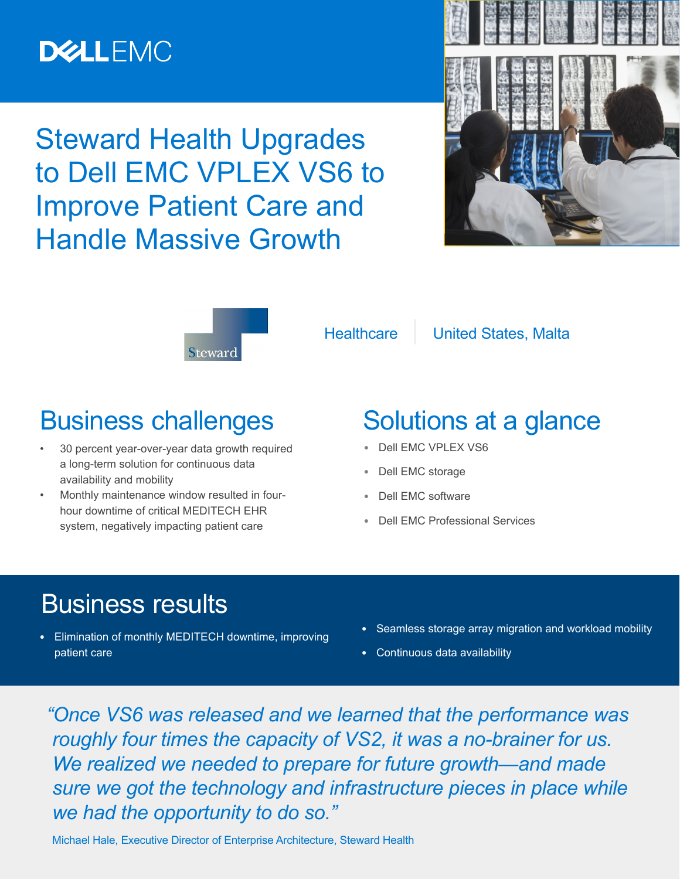DELL EMC

# Steward Health Upgrades to Dell EMC VPLEX VS6 to Improve Patient Care and Handle Massive Growth

Steward

Healthcare | United States, Malta

## Business challenges

- 30 percent year-over-year data growth required a long-term solution for continuous data availability and mobility
- Monthly maintenance window resulted in four-hour downtime of critical MEDITECH EHR system, negatively impacting patient care

## Solutions at a glance

- Dell EMC VPLEX VS6
- Dell EMC storage
- Dell EMC software
- Dell EMC Professional Services

## Business results

- Elimination of monthly MEDITECH downtime, improving patient care
- Seamless storage array migration and workload mobility
- Continuous data availability

*"Once VS6 was released and we learned that the performance was roughly four times the capacity of VS2, it was a no-brainer for us. We realized we needed to prepare for future growth—and made sure we got the technology and infrastructure pieces in place while we had the opportunity to do so."*

Michael Hale, Executive Director of Enterprise Architecture, Steward Health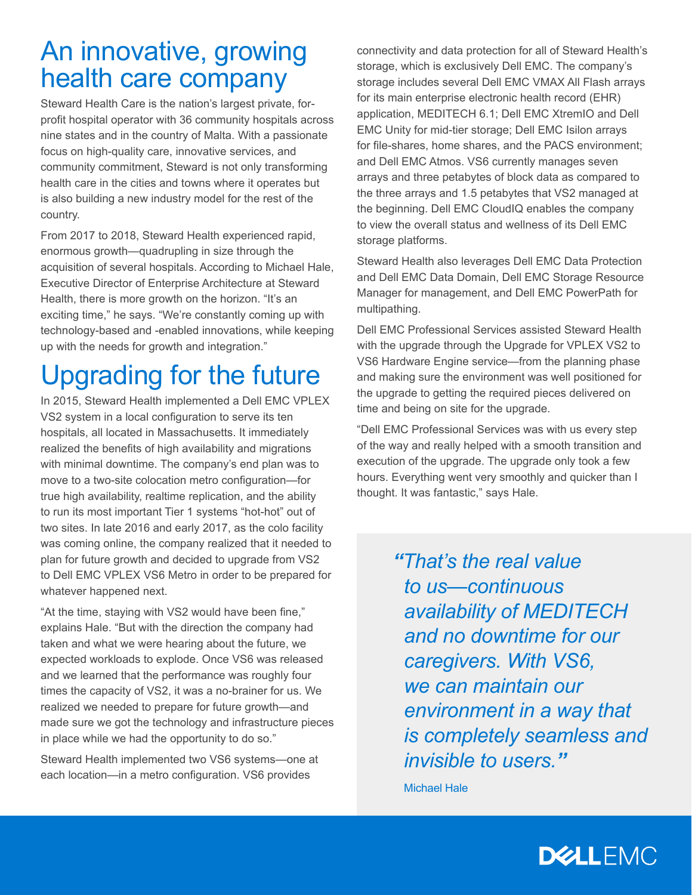# An innovative, growing health care company

Steward Health Care is the nation's largest private, for-profit hospital operator with 36 community hospitals across nine states and in the country of Malta. With a passionate focus on high-quality care, innovative services, and community commitment, Steward is not only transforming health care in the cities and towns where it operates but is also building a new industry model for the rest of the country.

From 2017 to 2018, Steward Health experienced rapid, enormous growth—quadrupling in size through the acquisition of several hospitals. According to Michael Hale, Executive Director of Enterprise Architecture at Steward Health, there is more growth on the horizon. "It's an exciting time," he says. "We're constantly coming up with technology-based and -enabled innovations, while keeping up with the needs for growth and integration."

# Upgrading for the future

In 2015, Steward Health implemented a Dell EMC VPLEX VS2 system in a local configuration to serve its ten hospitals, all located in Massachusetts. It immediately realized the benefits of high availability and migrations with minimal downtime. The company's end plan was to move to a two-site colocation metro configuration—for true high availability, realtime replication, and the ability to run its most important Tier 1 systems "hot-hot" out of two sites. In late 2016 and early 2017, as the colo facility was coming online, the company realized that it needed to plan for future growth and decided to upgrade from VS2 to Dell EMC VPLEX VS6 Metro in order to be prepared for whatever happened next.

"At the time, staying with VS2 would have been fine," explains Hale. "But with the direction the company had taken and what we were hearing about the future, we expected workloads to explode. Once VS6 was released and we learned that the performance was roughly four times the capacity of VS2, it was a no-brainer for us. We realized we needed to prepare for future growth—and made sure we got the technology and infrastructure pieces in place while we had the opportunity to do so."

Steward Health implemented two VS6 systems—one at each location—in a metro configuration. VS6 provides connectivity and data protection for all of Steward Health's storage, which is exclusively Dell EMC. The company's storage includes several Dell EMC VMAX All Flash arrays for its main enterprise electronic health record (EHR) application, MEDITECH 6.1; Dell EMC XtremIO and Dell EMC Unity for mid-tier storage; Dell EMC Isilon arrays for file-shares, home shares, and the PACS environment; and Dell EMC Atmos. VS6 currently manages seven arrays and three petabytes of block data as compared to the three arrays and 1.5 petabytes that VS2 managed at the beginning. Dell EMC CloudIQ enables the company to view the overall status and wellness of its Dell EMC storage platforms.

Steward Health also leverages Dell EMC Data Protection and Dell EMC Data Domain, Dell EMC Storage Resource Manager for management, and Dell EMC PowerPath for multipathing.

Dell EMC Professional Services assisted Steward Health with the upgrade through the Upgrade for VPLEX VS2 to VS6 Hardware Engine service—from the planning phase and making sure the environment was well positioned for the upgrade to getting the required pieces delivered on time and being on site for the upgrade.

"Dell EMC Professional Services was with us every step of the way and really helped with a smooth transition and execution of the upgrade. The upgrade only took a few hours. Everything went very smoothly and quicker than I thought. It was fantastic," says Hale.

> *"That's the real value to us—continuous availability of MEDITECH and no downtime for our caregivers. With VS6, we can maintain our environment in a way that is completely seamless and invisible to users."*
>
> Michael Hale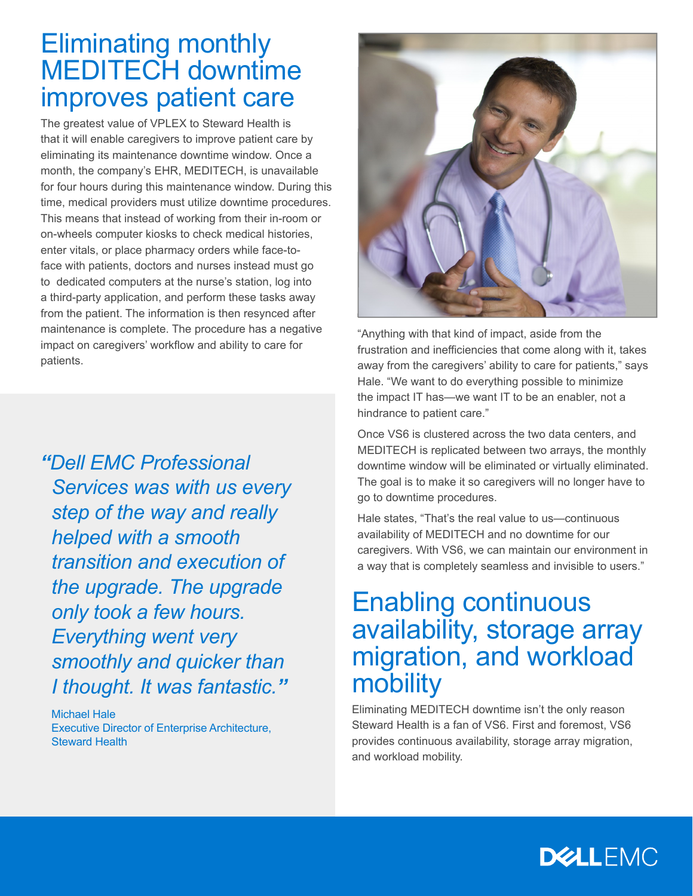# Eliminating monthly MEDITECH downtime improves patient care

The greatest value of VPLEX to Steward Health is that it will enable caregivers to improve patient care by eliminating its maintenance downtime window. Once a month, the company's EHR, MEDITECH, is unavailable for four hours during this maintenance window. During this time, medical providers must utilize downtime procedures. This means that instead of working from their in-room or on-wheels computer kiosks to check medical histories, enter vitals, or place pharmacy orders while face-to-face with patients, doctors and nurses instead must go to dedicated computers at the nurse's station, log into a third-party application, and perform these tasks away from the patient. The information is then resynced after maintenance is complete. The procedure has a negative impact on caregivers' workflow and ability to care for patients.

> *"Dell EMC Professional Services was with us every step of the way and really helped with a smooth transition and execution of the upgrade. The upgrade only took a few hours. Everything went very smoothly and quicker than I thought. It was fantastic."*
>
> Michael Hale
> Executive Director of Enterprise Architecture, Steward Health

"Anything with that kind of impact, aside from the frustration and inefficiencies that come along with it, takes away from the caregivers' ability to care for patients," says Hale. "We want to do everything possible to minimize the impact IT has—we want IT to be an enabler, not a hindrance to patient care."

Once VS6 is clustered across the two data centers, and MEDITECH is replicated between two arrays, the monthly downtime window will be eliminated or virtually eliminated. The goal is to make it so caregivers will no longer have to go to downtime procedures.

Hale states, "That's the real value to us—continuous availability of MEDITECH and no downtime for our caregivers. With VS6, we can maintain our environment in a way that is completely seamless and invisible to users."

# Enabling continuous availability, storage array migration, and workload mobility

Eliminating MEDITECH downtime isn't the only reason Steward Health is a fan of VS6. First and foremost, VS6 provides continuous availability, storage array migration, and workload mobility.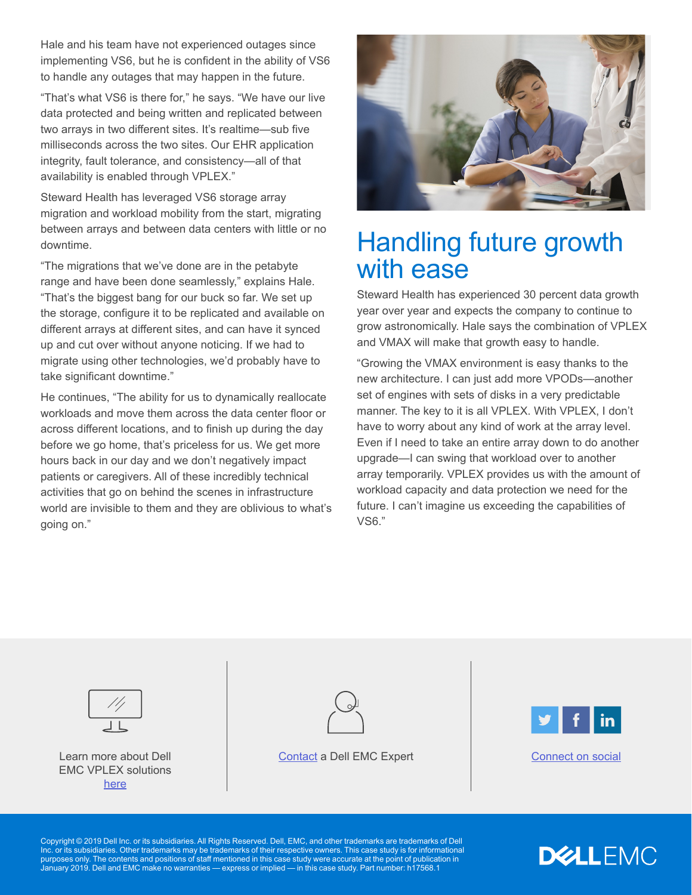Hale and his team have not experienced outages since implementing VS6, but he is confident in the ability of VS6 to handle any outages that may happen in the future.

"That's what VS6 is there for," he says. "We have our live data protected and being written and replicated between two arrays in two different sites. It's realtime—sub five milliseconds across the two sites. Our EHR application integrity, fault tolerance, and consistency—all of that availability is enabled through VPLEX."

Steward Health has leveraged VS6 storage array migration and workload mobility from the start, migrating between arrays and between data centers with little or no downtime.

"The migrations that we've done are in the petabyte range and have been done seamlessly," explains Hale. "That's the biggest bang for our buck so far. We set up the storage, configure it to be replicated and available on different arrays at different sites, and can have it synced up and cut over without anyone noticing. If we had to migrate using other technologies, we'd probably have to take significant downtime."

He continues, "The ability for us to dynamically reallocate workloads and move them across the data center floor or across different locations, and to finish up during the day before we go home, that's priceless for us. We get more hours back in our day and we don't negatively impact patients or caregivers. All of these incredibly technical activities that go on behind the scenes in infrastructure world are invisible to them and they are oblivious to what's going on."

# Handling future growth with ease

Steward Health has experienced 30 percent data growth year over year and expects the company to continue to grow astronomically. Hale says the combination of VPLEX and VMAX will make that growth easy to handle.

"Growing the VMAX environment is easy thanks to the new architecture. I can just add more VPODs—another set of engines with sets of disks in a very predictable manner. The key to it is all VPLEX. With VPLEX, I don't have to worry about any kind of work at the array level. Even if I need to take an entire array down to do another upgrade—I can swing that workload over to another array temporarily. VPLEX provides us with the amount of workload capacity and data protection we need for the future. I can't imagine us exceeding the capabilities of VS6."

Learn more about Dell EMC VPLEX solutions here

Contact a Dell EMC Expert

Connect on social

Copyright © 2019 Dell Inc. or its subsidiaries. All Rights Reserved. Dell, EMC, and other trademarks are trademarks of Dell Inc. or its subsidiaries. Other trademarks may be trademarks of their respective owners. This case study is for informational purposes only. The contents and positions of staff mentioned in this case study were accurate at the point of publication in January 2019. Dell and EMC make no warranties — express or implied — in this case study. Part number: h17568.1

DELL EMC